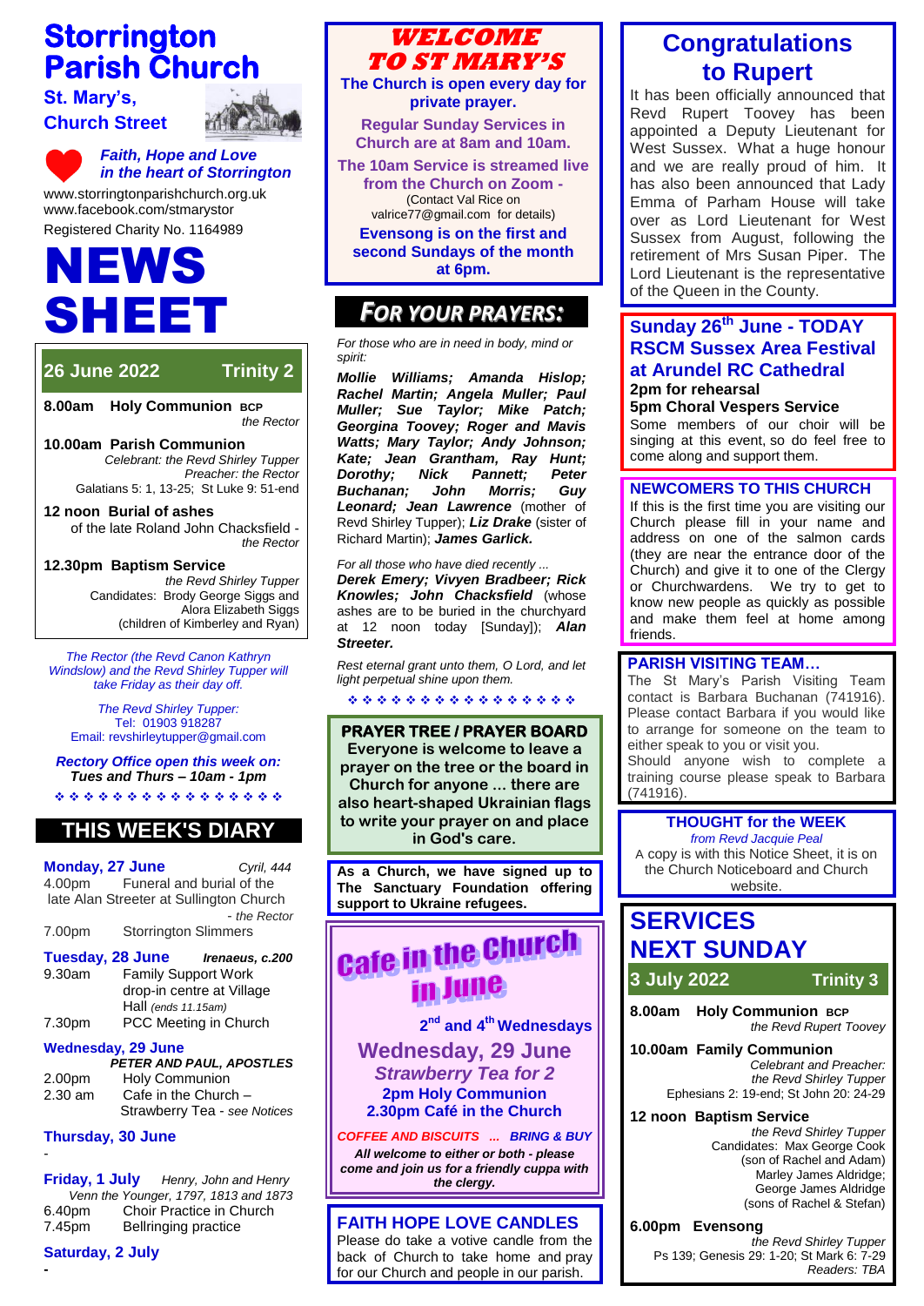# Storrington Parish Church

**St. Mary's, Church Street**

*Faith, Hope and Love in the heart of Storrington*

www.storringtonparishchurch.org.uk
www.facebook.com/stmarystor
Registered Charity No. 1164989

# NEWS SHEET

## 26 June 2022 — Trinity 2

**8.00am Holy Communion** BCP
*the Rector*

**10.00am Parish Communion**
*Celebrant: the Revd Shirley Tupper*
*Preacher: the Rector*
Galatians 5: 1, 13-25; St Luke 9: 51-end

**12 noon Burial of ashes**
of the late Roland John Chacksfield - *the Rector*

**12.30pm Baptism Service**
*the Revd Shirley Tupper*
Candidates: Brody George Siggs and Alora Elizabeth Siggs (children of Kimberley and Ryan)

*The Rector (the Revd Canon Kathryn Windslow) and the Revd Shirley Tupper will take Friday as their day off.*

*The Revd Shirley Tupper:*
Tel: 01903 918287
Email: revshirleytupper@gmail.com

***Rectory Office open this week on: Tues and Thurs – 10am - 1pm***

## THIS WEEK'S DIARY

**Monday, 27 June** — *Cyril, 444*
4.00pm Funeral and burial of the late Alan Streeter at Sullington Church - *the Rector*
7.00pm Storrington Slimmers

**Tuesday, 28 June** — ***Irenaeus, c.200***
9.30am Family Support Work drop-in centre at Village Hall *(ends 11.15am)*
7.30pm PCC Meeting in Church

**Wednesday, 29 June** — ***PETER AND PAUL, APOSTLES***
2.00pm Holy Communion
2.30 am Cafe in the Church – Strawberry Tea - *see Notices*

**Thursday, 30 June**
-

**Friday, 1 July** — *Henry, John and Henry Venn the Younger, 1797, 1813 and 1873*
6.40pm Choir Practice in Church
7.45pm Bellringing practice

**Saturday, 2 July**
-

## WELCOME TO ST MARY'S

**The Church is open every day for private prayer.**

**Regular Sunday Services in Church are at 8am and 10am.**

**The 10am Service is streamed live from the Church on Zoom -** (Contact Val Rice on valrice77@gmail.com for details)

**Evensong is on the first and second Sundays of the month at 6pm.**

## FOR YOUR PRAYERS:

*For those who are in need in body, mind or spirit:*

***Mollie Williams; Amanda Hislop; Rachel Martin; Angela Muller; Paul Muller; Sue Taylor; Mike Patch; Georgina Toovey; Roger and Mavis Watts; Mary Taylor; Andy Johnson; Kate; Jean Grantham, Ray Hunt; Dorothy; Nick Pannett; Peter Buchanan; John Morris; Guy Leonard; Jean Lawrence*** (mother of Revd Shirley Tupper); ***Liz Drake*** (sister of Richard Martin); ***James Garlick.***

*For all those who have died recently ...*
***Derek Emery; Vivyen Bradbeer; Rick Knowles; John Chacksfield*** (whose ashes are to be buried in the churchyard at 12 noon today [Sunday]); ***Alan Streeter.***

*Rest eternal grant unto them, O Lord, and let light perpetual shine upon them.*

### PRAYER TREE / PRAYER BOARD

**Everyone is welcome to leave a prayer on the tree or the board in Church for anyone ... there are also heart-shaped Ukrainian flags to write your prayer on and place in God's care.**

**As a Church, we have signed up to The Sanctuary Foundation offering support to Ukraine refugees.**

## Cafe in the Church in June

**2nd and 4th Wednesdays**

**Wednesday, 29 June**
***Strawberry Tea for 2***
**2pm Holy Communion**
**2.30pm Café in the Church**

***COFFEE AND BISCUITS ... BRING & BUY***

***All welcome to either or both - please come and join us for a friendly cuppa with the clergy.***

### FAITH HOPE LOVE CANDLES

Please do take a votive candle from the back of Church to take home and pray for our Church and people in our parish.

## Congratulations to Rupert

It has been officially announced that Revd Rupert Toovey has been appointed a Deputy Lieutenant for West Sussex. What a huge honour and we are really proud of him. It has also been announced that Lady Emma of Parham House will take over as Lord Lieutenant for West Sussex from August, following the retirement of Mrs Susan Piper. The Lord Lieutenant is the representative of the Queen in the County.

### Sunday 26th June - TODAY RSCM Sussex Area Festival at Arundel RC Cathedral

**2pm for rehearsal**
**5pm Choral Vespers Service**
Some members of our choir will be singing at this event, so do feel free to come along and support them.

### NEWCOMERS TO THIS CHURCH

If this is the first time you are visiting our Church please fill in your name and address on one of the salmon cards (they are near the entrance door of the Church) and give it to one of the Clergy or Churchwardens. We try to get to know new people as quickly as possible and make them feel at home among friends.

### PARISH VISITING TEAM…

The St Mary's Parish Visiting Team contact is Barbara Buchanan (741916). Please contact Barbara if you would like to arrange for someone on the team to either speak to you or visit you.
Should anyone wish to complete a training course please speak to Barbara (741916).

### THOUGHT for the WEEK

*from Revd Jacquie Peal*
A copy is with this Notice Sheet, it is on the Church Noticeboard and Church website.

## SERVICES NEXT SUNDAY

### 3 July 2022 — Trinity 3

**8.00am Holy Communion** BCP
*the Revd Rupert Toovey*

**10.00am Family Communion**
*Celebrant and Preacher: the Revd Shirley Tupper*
Ephesians 2: 19-end; St John 20: 24-29

**12 noon Baptism Service**
*the Revd Shirley Tupper*
Candidates: Max George Cook (son of Rachel and Adam)
Marley James Aldridge; George James Aldridge (sons of Rachel & Stefan)

**6.00pm Evensong**
*the Revd Shirley Tupper*
Ps 139; Genesis 29: 1-20; St Mark 6: 7-29
*Readers: TBA*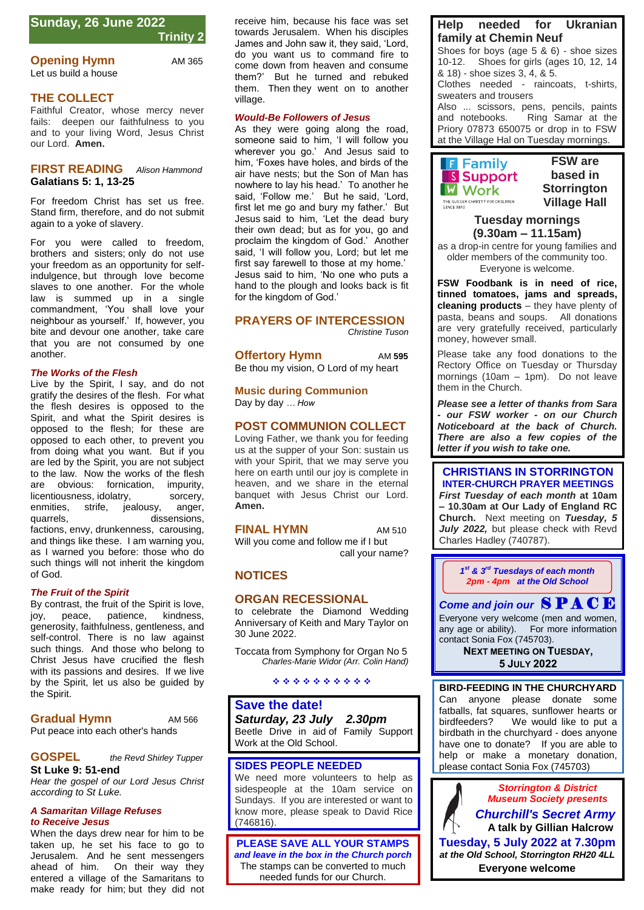## Sunday, 26 June 2022

**Trinity 2**

### Opening Hymn
AM 365

Let us build a house

### THE COLLECT

Faithful Creator, whose mercy never fails: deepen our faithfulness to you and to your living Word, Jesus Christ our Lord. **Amen.**

### FIRST READING
*Alison Hammond*

**Galatians 5: 1, 13-25**

For freedom Christ has set us free. Stand firm, therefore, and do not submit again to a yoke of slavery.

For you were called to freedom, brothers and sisters; only do not use your freedom as an opportunity for self-indulgence, but through love become slaves to one another. For the whole law is summed up in a single commandment, 'You shall love your neighbour as yourself.' If, however, you bite and devour one another, take care that you are not consumed by one another.

***The Works of the Flesh***

Live by the Spirit, I say, and do not gratify the desires of the flesh. For what the flesh desires is opposed to the Spirit, and what the Spirit desires is opposed to the flesh; for these are opposed to each other, to prevent you from doing what you want. But if you are led by the Spirit, you are not subject to the law. Now the works of the flesh are obvious: fornication, impurity, licentiousness, idolatry, sorcery, enmities, strife, jealousy, anger, quarrels, dissensions, factions, envy, drunkenness, carousing, and things like these. I am warning you, as I warned you before: those who do such things will not inherit the kingdom of God.

***The Fruit of the Spirit***

By contrast, the fruit of the Spirit is love, joy, peace, patience, kindness, generosity, faithfulness, gentleness, and self-control. There is no law against such things. And those who belong to Christ Jesus have crucified the flesh with its passions and desires. If we live by the Spirit, let us also be guided by the Spirit.

### Gradual Hymn
AM 566

Put peace into each other's hands

### GOSPEL
*the Revd Shirley Tupper*

**St Luke 9: 51-end**

*Hear the gospel of our Lord Jesus Christ according to St Luke.*

***A Samaritan Village Refuses to Receive Jesus***

When the days drew near for him to be taken up, he set his face to go to Jerusalem. And he sent messengers ahead of him. On their way they entered a village of the Samaritans to make ready for him; but they did not receive him, because his face was set towards Jerusalem. When his disciples James and John saw it, they said, 'Lord, do you want us to command fire to come down from heaven and consume them?' But he turned and rebuked them. Then they went on to another village.

***Would-Be Followers of Jesus***

As they were going along the road, someone said to him, 'I will follow you wherever you go.' And Jesus said to him, 'Foxes have holes, and birds of the air have nests; but the Son of Man has nowhere to lay his head.' To another he said, 'Follow me.' But he said, 'Lord, first let me go and bury my father.' But Jesus said to him, 'Let the dead bury their own dead; but as for you, go and proclaim the kingdom of God.' Another said, 'I will follow you, Lord; but let me first say farewell to those at my home.' Jesus said to him, 'No one who puts a hand to the plough and looks back is fit for the kingdom of God.'

### PRAYERS OF INTERCESSION
*Christine Tuson*

### Offertory Hymn
AM **595**

Be thou my vision, O Lord of my heart

### Music during Communion

Day by day *… How*

### POST COMMUNION COLLECT

Loving Father, we thank you for feeding us at the supper of your Son: sustain us with your Spirit, that we may serve you here on earth until our joy is complete in heaven, and we share in the eternal banquet with Jesus Christ our Lord. **Amen.**

### FINAL HYMN
AM 510

Will you come and follow me if I but call your name?

### NOTICES

### ORGAN RECESSIONAL

to celebrate the Diamond Wedding Anniversary of Keith and Mary Taylor on 30 June 2022.

Toccata from Symphony for Organ No 5
*Charles-Marie Widor (Arr. Colin Hand)*

❖ ❖ ❖ ❖ ❖ ❖ ❖ ❖ ❖ ❖

### Save the date!

***Saturday, 23 July 2.30pm***

Beetle Drive in aid of Family Support Work at the Old School.

### SIDES PEOPLE NEEDED

We need more volunteers to help as sidespeople at the 10am service on Sundays. If you are interested or want to know more, please speak to David Rice (746816).

### PLEASE SAVE ALL YOUR STAMPS

***and leave in the box in the Church porch***

The stamps can be converted to much needed funds for our Church.

### Help needed for Ukranian family at Chemin Neuf

Shoes for boys (age 5 & 6) - shoe sizes 10-12. Shoes for girls (ages 10, 12, 14 & 18) - shoe sizes 3, 4, & 5.

Clothes needed - raincoats, t-shirts, sweaters and trousers

Also ... scissors, pens, pencils, paints and notebooks. Ring Samar at the Priory 07873 650075 or drop in to FSW at the Village Hal on Tuesday mornings.

Family Support Work — THE SUSSEX CHARITY FOR CHILDREN SINCE 1870

**FSW are based in Storrington Village Hall**

**Tuesday mornings (9.30am – 11.15am)**

as a drop-in centre for young families and older members of the community too. Everyone is welcome.

**FSW Foodbank is in need of rice, tinned tomatoes, jams and spreads, cleaning products** – they have plenty of pasta, beans and soups. All donations are very gratefully received, particularly money, however small.

Please take any food donations to the Rectory Office on Tuesday or Thursday mornings (10am – 1pm). Do not leave them in the Church.

***Please see a letter of thanks from Sara - our FSW worker - on our Church Noticeboard at the back of Church. There are also a few copies of the letter if you wish to take one.***

### CHRISTIANS IN STORRINGTON

**INTER-CHURCH PRAYER MEETINGS**

***First Tuesday of each month* at 10am – 10.30am at Our Lady of England RC Church.** Next meeting on ***Tuesday, 5 July 2022,*** but please check with Revd Charles Hadley (740787).

***1st & 3rd Tuesdays of each month 2pm - 4pm at the Old School***

***Come and join our*** **SPACE**

Everyone very welcome (men and women, any age or ability). For more information contact Sonia Fox (745703).

**NEXT MEETING ON TUESDAY, 5 JULY 2022**

### BIRD-FEEDING IN THE CHURCHYARD

Can anyone please donate some fatballs, fat squares, sunflower hearts or birdfeeders? We would like to put a birdbath in the churchyard - does anyone have one to donate? If you are able to help or make a monetary donation, please contact Sonia Fox (745703)

***Storrington & District Museum Society presents***

***Churchill's Secret Army***

**A talk by Gillian Halcrow**

**Tuesday, 5 July 2022 at 7.30pm**

***at the Old School, Storrington RH20 4LL***

**Everyone welcome**